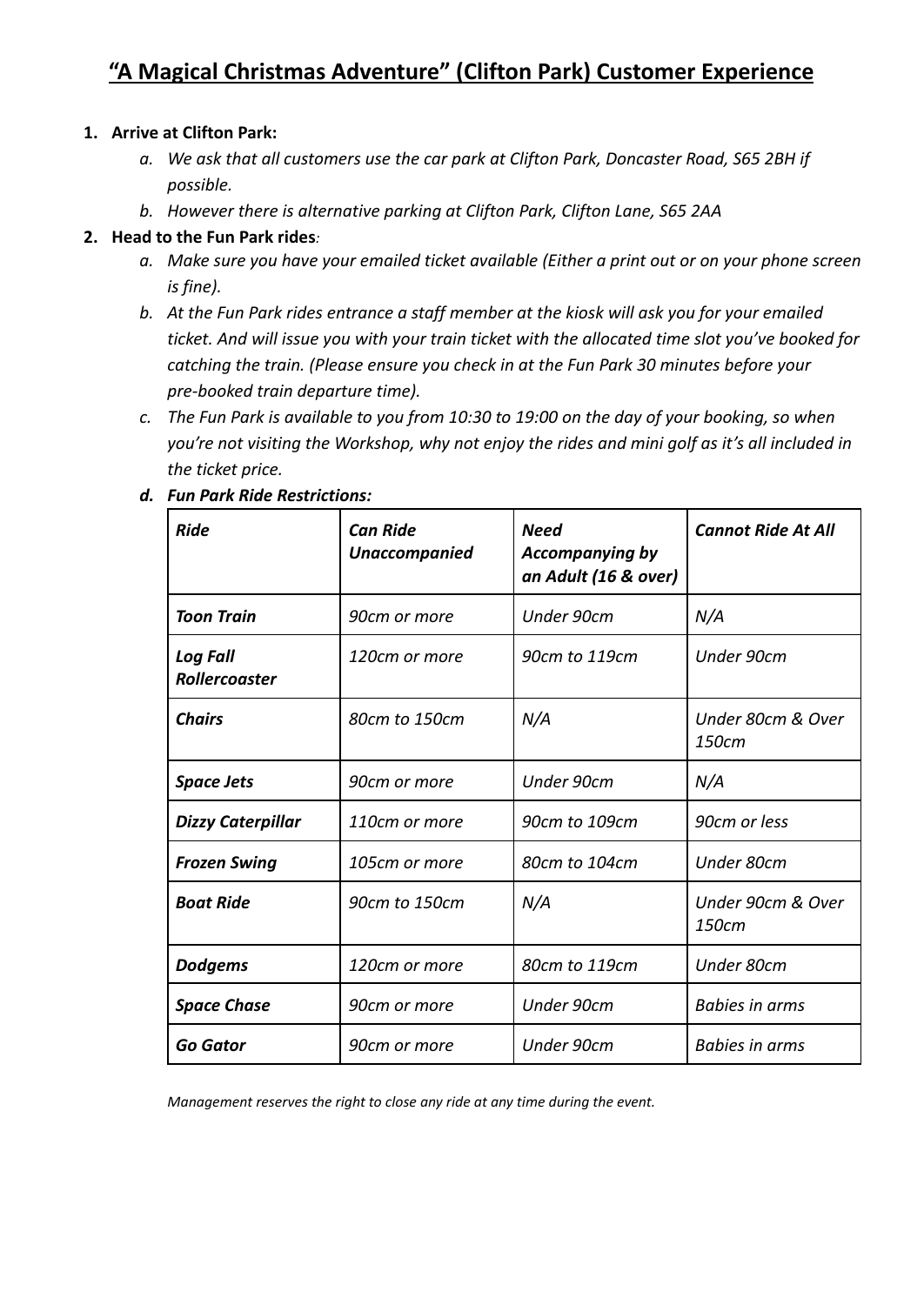# "A Magical Christmas Adventure" (Clifton Park) Customer Experience

1. **Arrive at Clifton Park:**
    a. *We ask that all customers use the car park at Clifton Park, Doncaster Road, S65 2BH if possible.*
    b. *However there is alternative parking at Clifton Park, Clifton Lane, S65 2AA*
2. **Head to the Fun Park rides***:*
    a. *Make sure you have your emailed ticket available (Either a print out or on your phone screen is fine).*
    b. *At the Fun Park rides entrance a staff member at the kiosk will ask you for your emailed ticket. And will issue you with your train ticket with the allocated time slot you've booked for catching the train. (Please ensure you check in at the Fun Park 30 minutes before your pre-booked train departure time).*
    c. *The Fun Park is available to you from 10:30 to 19:00 on the day of your booking, so when you're not visiting the Workshop, why not enjoy the rides and mini golf as it's all included in the ticket price.*
    d. ***Fun Park Ride Restrictions:***

| ***Ride*** | ***Can Ride Unaccompanied*** | ***Need Accompanying by an Adult (16 & over)*** | ***Cannot Ride At All*** |
|---|---|---|---|
| ***Toon Train*** | *90cm or more* | *Under 90cm* | *N/A* |
| ***Log Fall Rollercoaster*** | *120cm or more* | *90cm to 119cm* | *Under 90cm* |
| ***Chairs*** | *80cm to 150cm* | *N/A* | *Under 80cm & Over 150cm* |
| ***Space Jets*** | *90cm or more* | *Under 90cm* | *N/A* |
| ***Dizzy Caterpillar*** | *110cm or more* | *90cm to 109cm* | *90cm or less* |
| ***Frozen Swing*** | *105cm or more* | *80cm to 104cm* | *Under 80cm* |
| ***Boat Ride*** | *90cm to 150cm* | *N/A* | *Under 90cm & Over 150cm* |
| ***Dodgems*** | *120cm or more* | *80cm to 119cm* | *Under 80cm* |
| ***Space Chase*** | *90cm or more* | *Under 90cm* | *Babies in arms* |
| ***Go Gator*** | *90cm or more* | *Under 90cm* | *Babies in arms* |

*Management reserves the right to close any ride at any time during the event.*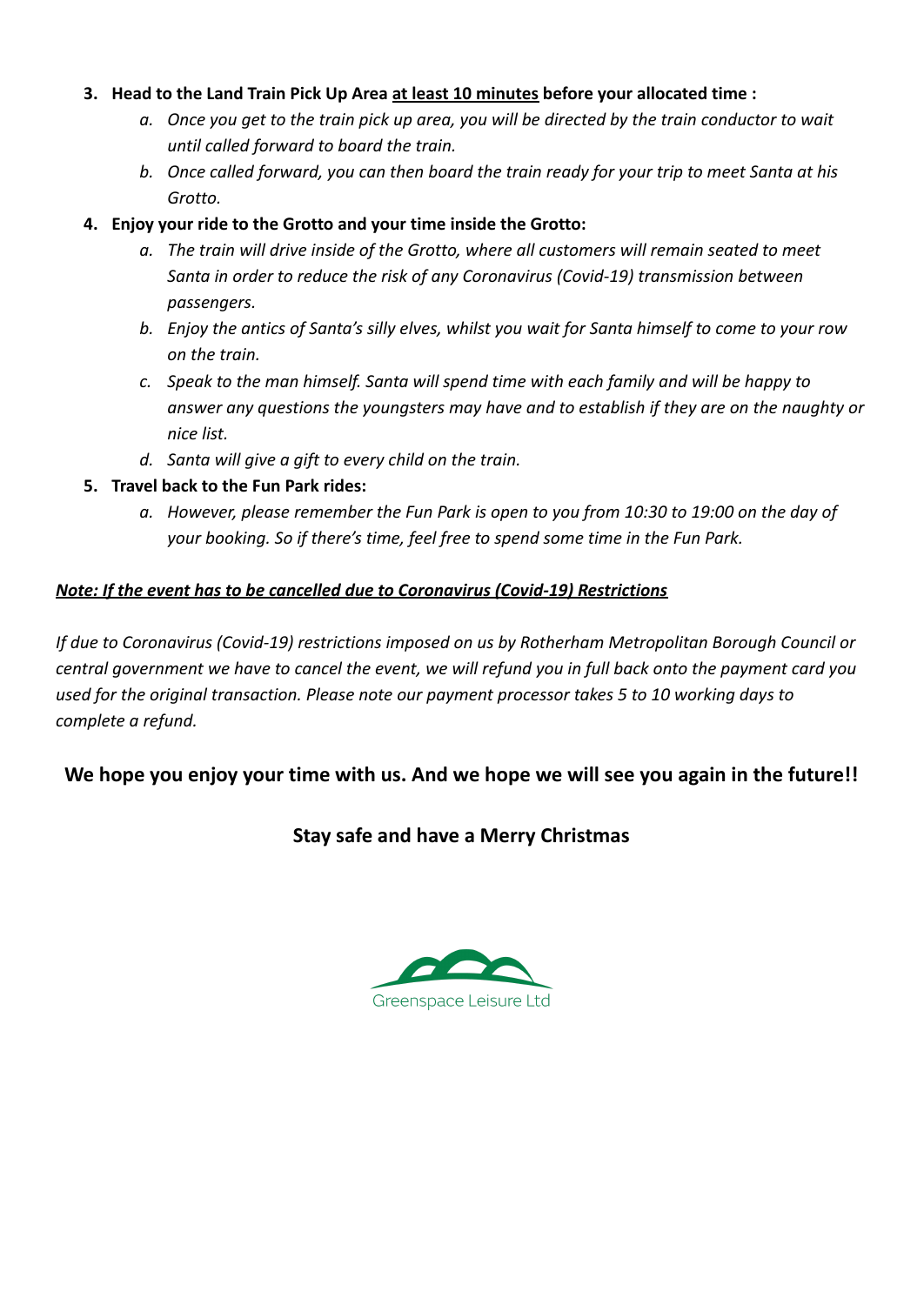3. **Head to the Land Train Pick Up Area <u>at least 10 minutes</u> before your allocated time :**
    a. *Once you get to the train pick up area, you will be directed by the train conductor to wait until called forward to board the train.*
    b. *Once called forward, you can then board the train ready for your trip to meet Santa at his Grotto.*
4. **Enjoy your ride to the Grotto and your time inside the Grotto:**
    a. *The train will drive inside of the Grotto, where all customers will remain seated to meet Santa in order to reduce the risk of any Coronavirus (Covid-19) transmission between passengers.*
    b. *Enjoy the antics of Santa's silly elves, whilst you wait for Santa himself to come to your row on the train.*
    c. *Speak to the man himself. Santa will spend time with each family and will be happy to answer any questions the youngsters may have and to establish if they are on the naughty or nice list.*
    d. *Santa will give a gift to every child on the train.*
5. **Travel back to the Fun Park rides:**
    a. *However, please remember the Fun Park is open to you from 10:30 to 19:00 on the day of your booking. So if there's time, feel free to spend some time in the Fun Park.*

***<u>Note: If the event has to be cancelled due to Coronavirus (Covid-19) Restrictions</u>***

*If due to Coronavirus (Covid-19) restrictions imposed on us by Rotherham Metropolitan Borough Council or central government we have to cancel the event, we will refund you in full back onto the payment card you used for the original transaction. Please note our payment processor takes 5 to 10 working days to complete a refund.*

**We hope you enjoy your time with us. And we hope we will see you again in the future!!**

**Stay safe and have a Merry Christmas**

Greenspace Leisure Ltd